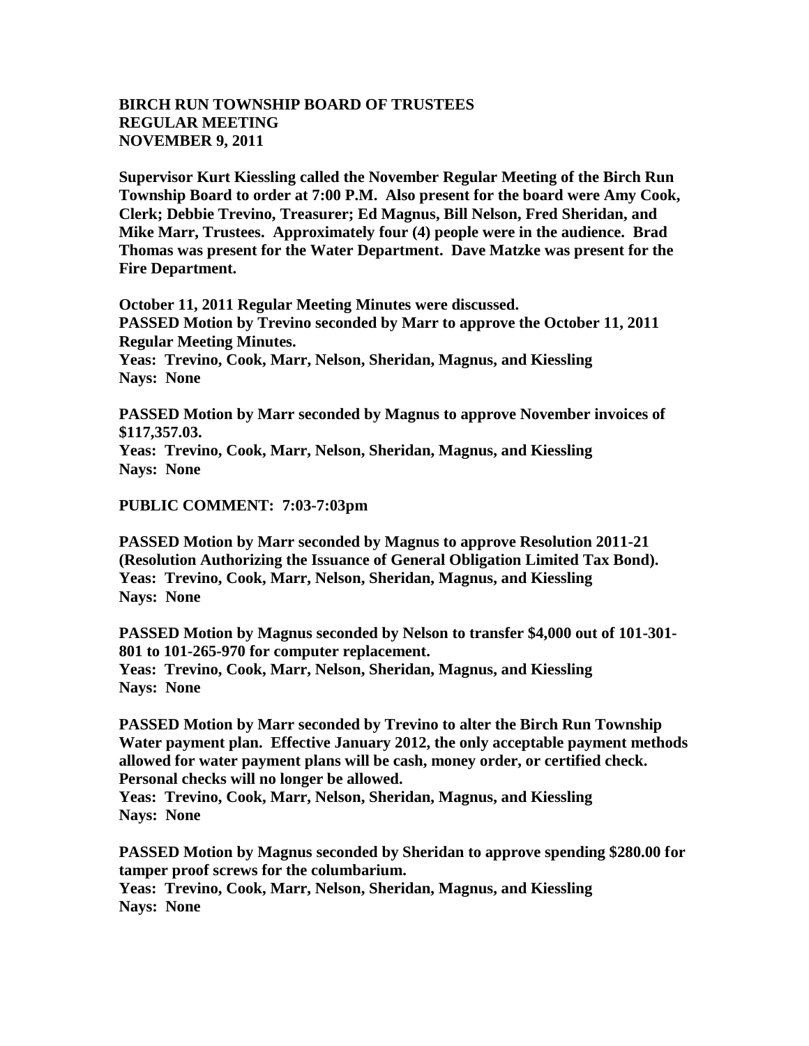**BIRCH RUN TOWNSHIP BOARD OF TRUSTEES**
**REGULAR MEETING**
**NOVEMBER 9, 2011**

**Supervisor Kurt Kiessling called the November Regular Meeting of the Birch Run Township Board to order at 7:00 P.M. Also present for the board were Amy Cook, Clerk; Debbie Trevino, Treasurer; Ed Magnus, Bill Nelson, Fred Sheridan, and Mike Marr, Trustees. Approximately four (4) people were in the audience. Brad Thomas was present for the Water Department. Dave Matzke was present for the Fire Department.**

**October 11, 2011 Regular Meeting Minutes were discussed.**
**PASSED Motion by Trevino seconded by Marr to approve the October 11, 2011 Regular Meeting Minutes.**
**Yeas: Trevino, Cook, Marr, Nelson, Sheridan, Magnus, and Kiessling**
**Nays: None**

**PASSED Motion by Marr seconded by Magnus to approve November invoices of $117,357.03.**
**Yeas: Trevino, Cook, Marr, Nelson, Sheridan, Magnus, and Kiessling**
**Nays: None**

**PUBLIC COMMENT: 7:03-7:03pm**

**PASSED Motion by Marr seconded by Magnus to approve Resolution 2011-21 (Resolution Authorizing the Issuance of General Obligation Limited Tax Bond).**
**Yeas: Trevino, Cook, Marr, Nelson, Sheridan, Magnus, and Kiessling**
**Nays: None**

**PASSED Motion by Magnus seconded by Nelson to transfer $4,000 out of 101-301-801 to 101-265-970 for computer replacement.**
**Yeas: Trevino, Cook, Marr, Nelson, Sheridan, Magnus, and Kiessling**
**Nays: None**

**PASSED Motion by Marr seconded by Trevino to alter the Birch Run Township Water payment plan. Effective January 2012, the only acceptable payment methods allowed for water payment plans will be cash, money order, or certified check. Personal checks will no longer be allowed.**
**Yeas: Trevino, Cook, Marr, Nelson, Sheridan, Magnus, and Kiessling**
**Nays: None**

**PASSED Motion by Magnus seconded by Sheridan to approve spending $280.00 for tamper proof screws for the columbarium.**
**Yeas: Trevino, Cook, Marr, Nelson, Sheridan, Magnus, and Kiessling**
**Nays: None**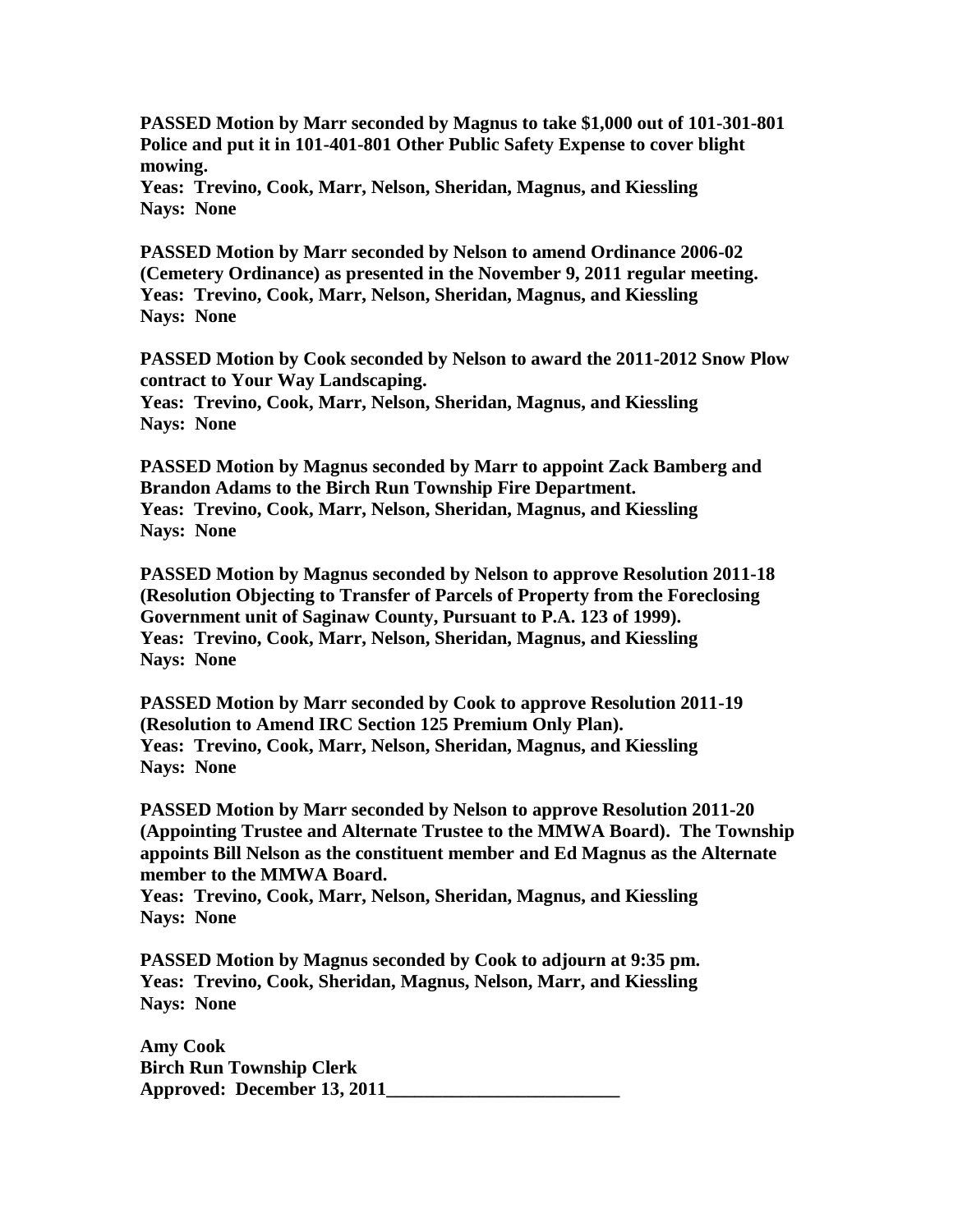**PASSED Motion by Marr seconded by Magnus to take $1,000 out of 101-301-801 Police and put it in 101-401-801 Other Public Safety Expense to cover blight mowing.**
**Yeas: Trevino, Cook, Marr, Nelson, Sheridan, Magnus, and Kiessling**
**Nays: None**

**PASSED Motion by Marr seconded by Nelson to amend Ordinance 2006-02 (Cemetery Ordinance) as presented in the November 9, 2011 regular meeting.**
**Yeas: Trevino, Cook, Marr, Nelson, Sheridan, Magnus, and Kiessling**
**Nays: None**

**PASSED Motion by Cook seconded by Nelson to award the 2011-2012 Snow Plow contract to Your Way Landscaping.**
**Yeas: Trevino, Cook, Marr, Nelson, Sheridan, Magnus, and Kiessling**
**Nays: None**

**PASSED Motion by Magnus seconded by Marr to appoint Zack Bamberg and Brandon Adams to the Birch Run Township Fire Department.**
**Yeas: Trevino, Cook, Marr, Nelson, Sheridan, Magnus, and Kiessling**
**Nays: None**

**PASSED Motion by Magnus seconded by Nelson to approve Resolution 2011-18 (Resolution Objecting to Transfer of Parcels of Property from the Foreclosing Government unit of Saginaw County, Pursuant to P.A. 123 of 1999).**
**Yeas: Trevino, Cook, Marr, Nelson, Sheridan, Magnus, and Kiessling**
**Nays: None**

**PASSED Motion by Marr seconded by Cook to approve Resolution 2011-19 (Resolution to Amend IRC Section 125 Premium Only Plan).**
**Yeas: Trevino, Cook, Marr, Nelson, Sheridan, Magnus, and Kiessling**
**Nays: None**

**PASSED Motion by Marr seconded by Nelson to approve Resolution 2011-20 (Appointing Trustee and Alternate Trustee to the MMWA Board). The Township appoints Bill Nelson as the constituent member and Ed Magnus as the Alternate member to the MMWA Board.**
**Yeas: Trevino, Cook, Marr, Nelson, Sheridan, Magnus, and Kiessling**
**Nays: None**

**PASSED Motion by Magnus seconded by Cook to adjourn at 9:35 pm.**
**Yeas: Trevino, Cook, Sheridan, Magnus, Nelson, Marr, and Kiessling**
**Nays: None**

**Amy Cook**
**Birch Run Township Clerk**
**Approved: December 13, 2011_________________________**